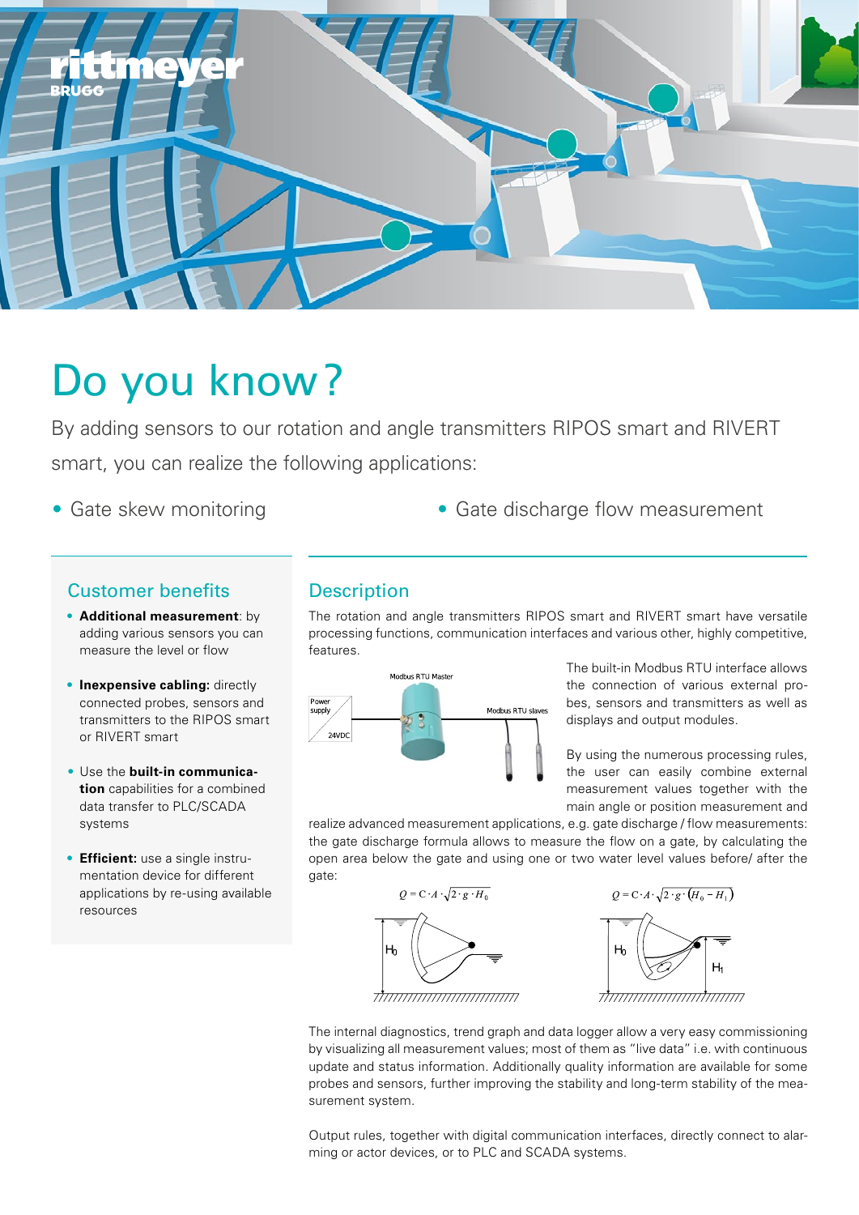# Do you know?

By adding sensors to our rotation and angle transmitters RIPOS smart and RIVERT smart, you can realize the following applications:

- Gate skew monitoring
- Gate discharge flow measurement

## Customer benefits

- **Additional measurement**: by adding various sensors you can measure the level or flow
- **Inexpensive cabling:** directly connected probes, sensors and transmitters to the RIPOS smart or RIVERT smart
- Use the **built-in communication** capabilities for a combined data transfer to PLC/SCADA systems
- **Efficient:** use a single instrumentation device for different applications by re-using available resources

## Description

The rotation and angle transmitters RIPOS smart and RIVERT smart have versatile processing functions, communication interfaces and various other, highly competitive, features.

Modbus RTU Master

Power supply

24VDC

Modbus RTU slaves

The built-in Modbus RTU interface allows the connection of various external probes, sensors and transmitters as well as displays and output modules.

By using the numerous processing rules, the user can easily combine external measurement values together with the main angle or position measurement and realize advanced measurement applications, e.g. gate discharge / flow measurements: the gate discharge formula allows to measure the flow on a gate, by calculating the open area below the gate and using one or two water level values before/ after the gate:

$$Q = C \cdot A \cdot \sqrt{2 \cdot g \cdot H_0}$$

$H_0$

$$Q = C \cdot A \cdot \sqrt{2 \cdot g \cdot (H_0 - H_1)}$$

$H_0$ $H_1$

The internal diagnostics, trend graph and data logger allow a very easy commissioning by visualizing all measurement values; most of them as "live data" i.e. with continuous update and status information. Additionally quality information are available for some probes and sensors, further improving the stability and long-term stability of the measurement system.

Output rules, together with digital communication interfaces, directly connect to alarming or actor devices, or to PLC and SCADA systems.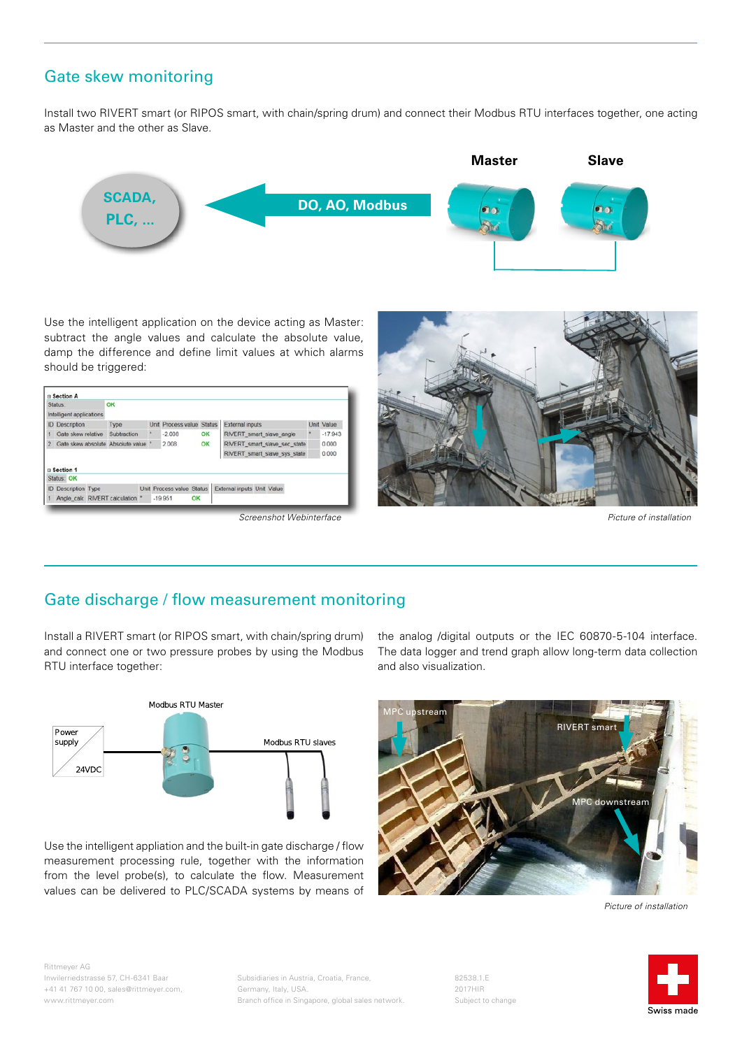## Gate skew monitoring

Install two RIVERT smart (or RIPOS smart, with chain/spring drum) and connect their Modbus RTU interfaces together, one acting as Master and the other as Slave.

SCADA, PLC, ...

DO, AO, Modbus

Master

Slave

Use the intelligent application on the device acting as Master: subtract the angle values and calculate the absolute value, damp the difference and define limit values at which alarms should be triggered:

*Screenshot Webinterface*

*Picture of installation*

## Gate discharge / flow measurement monitoring

Install a RIVERT smart (or RIPOS smart, with chain/spring drum) and connect one or two pressure probes by using the Modbus RTU interface together:

Modbus RTU Master

Power supply

24VDC

Modbus RTU slaves

Use the intelligent appliation and the built-in gate discharge / flow measurement processing rule, together with the information from the level probe(s), to calculate the flow. Measurement values can be delivered to PLC/SCADA systems by means of the analog /digital outputs or the IEC 60870-5-104 interface. The data logger and trend graph allow long-term data collection and also visualization.

MPC upstream

RIVERT smart

MPC downstream

*Picture of installation*

Rittmeyer AG
Inwilerriedstrasse 57, CH-6341 Baar
+41 41 767 10 00, sales@rittmeyer.com,
www.rittmeyer.com

Subsidiaries in Austria, Croatia, France, Germany, Italy, USA.
Branch office in Singapore, global sales network.

82538.1.E
2017HIR
Subject to change

Swiss made